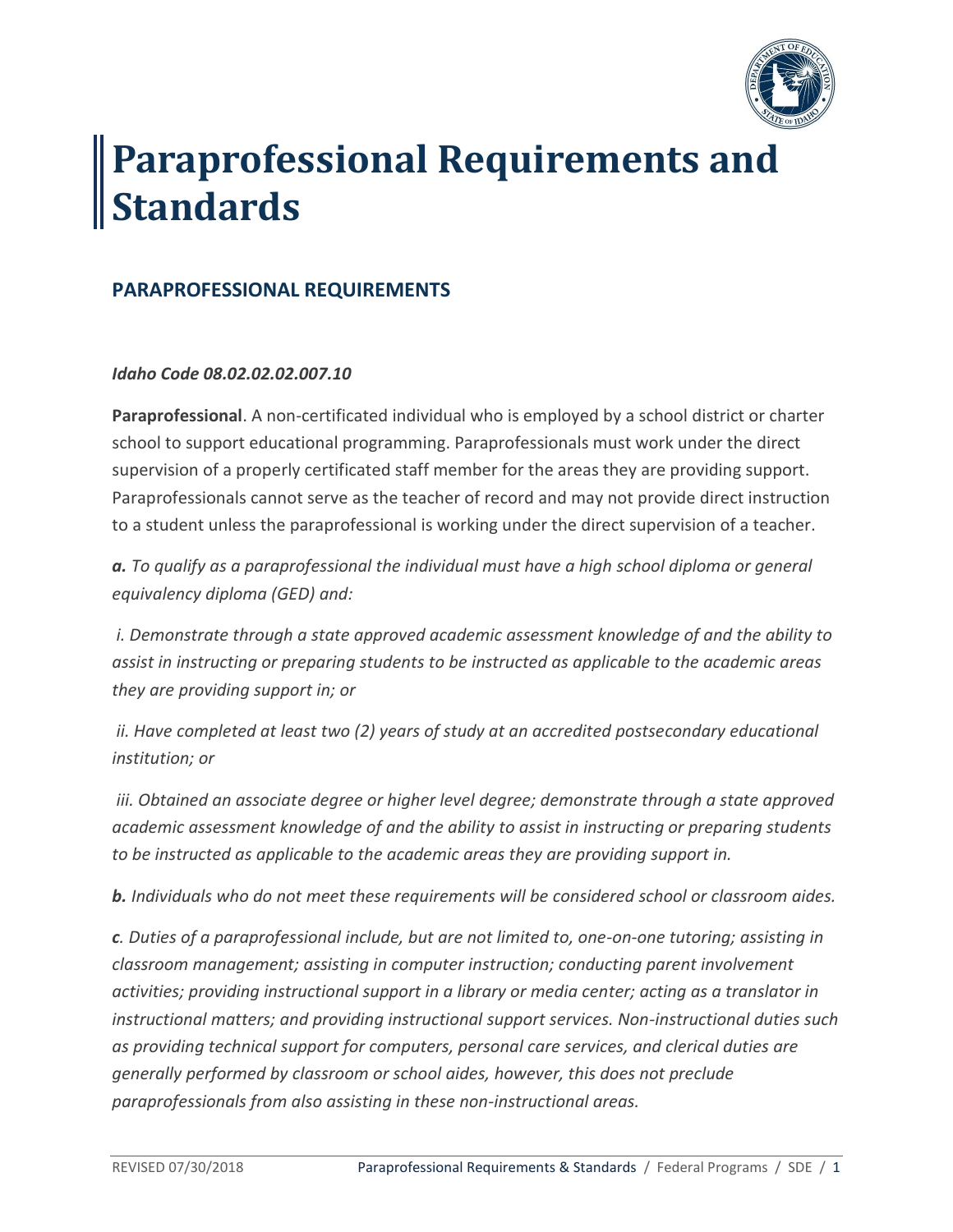# Paraprofessional Requirements and Standards

## PARAPROFESSIONAL REQUIREMENTS

***Idaho Code 08.02.02.02.007.10***

**Paraprofessional**. A non-certificated individual who is employed by a school district or charter school to support educational programming. Paraprofessionals must work under the direct supervision of a properly certificated staff member for the areas they are providing support. Paraprofessionals cannot serve as the teacher of record and may not provide direct instruction to a student unless the paraprofessional is working under the direct supervision of a teacher.

***a.*** *To qualify as a paraprofessional the individual must have a high school diploma or general equivalency diploma (GED) and:*

*i. Demonstrate through a state approved academic assessment knowledge of and the ability to assist in instructing or preparing students to be instructed as applicable to the academic areas they are providing support in; or*

*ii. Have completed at least two (2) years of study at an accredited postsecondary educational institution; or*

*iii. Obtained an associate degree or higher level degree; demonstrate through a state approved academic assessment knowledge of and the ability to assist in instructing or preparing students to be instructed as applicable to the academic areas they are providing support in.*

***b.*** *Individuals who do not meet these requirements will be considered school or classroom aides.*

***c***. *Duties of a paraprofessional include, but are not limited to, one-on-one tutoring; assisting in classroom management; assisting in computer instruction; conducting parent involvement activities; providing instructional support in a library or media center; acting as a translator in instructional matters; and providing instructional support services. Non-instructional duties such as providing technical support for computers, personal care services, and clerical duties are generally performed by classroom or school aides, however, this does not preclude paraprofessionals from also assisting in these non-instructional areas.*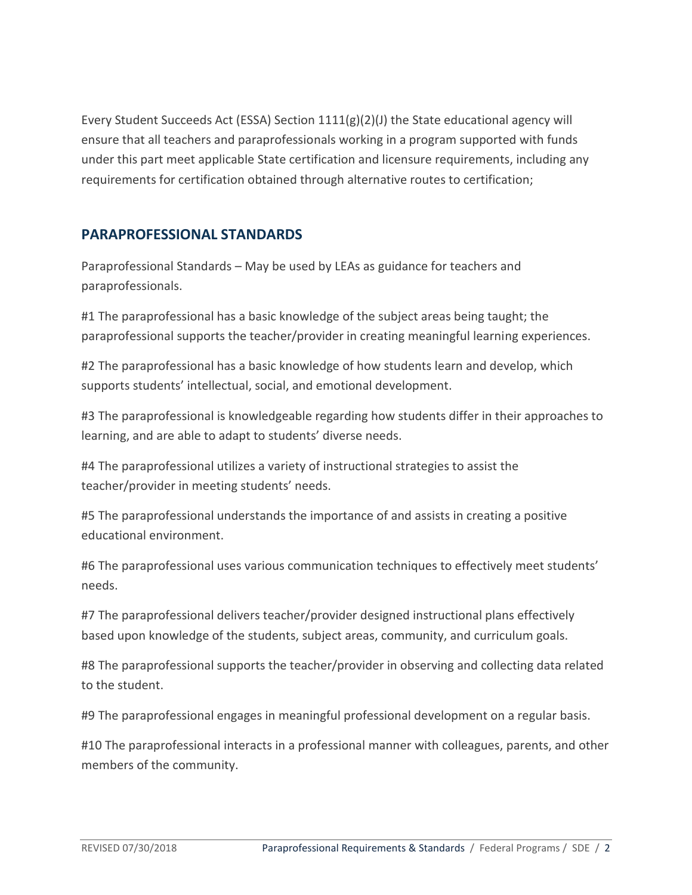Every Student Succeeds Act (ESSA) Section 1111(g)(2)(J) the State educational agency will ensure that all teachers and paraprofessionals working in a program supported with funds under this part meet applicable State certification and licensure requirements, including any requirements for certification obtained through alternative routes to certification;

## PARAPROFESSIONAL STANDARDS

Paraprofessional Standards – May be used by LEAs as guidance for teachers and paraprofessionals.

#1 The paraprofessional has a basic knowledge of the subject areas being taught; the paraprofessional supports the teacher/provider in creating meaningful learning experiences.

#2 The paraprofessional has a basic knowledge of how students learn and develop, which supports students' intellectual, social, and emotional development.

#3 The paraprofessional is knowledgeable regarding how students differ in their approaches to learning, and are able to adapt to students' diverse needs.

#4 The paraprofessional utilizes a variety of instructional strategies to assist the teacher/provider in meeting students' needs.

#5 The paraprofessional understands the importance of and assists in creating a positive educational environment.

#6 The paraprofessional uses various communication techniques to effectively meet students' needs.

#7 The paraprofessional delivers teacher/provider designed instructional plans effectively based upon knowledge of the students, subject areas, community, and curriculum goals.

#8 The paraprofessional supports the teacher/provider in observing and collecting data related to the student.

#9 The paraprofessional engages in meaningful professional development on a regular basis.

#10 The paraprofessional interacts in a professional manner with colleagues, parents, and other members of the community.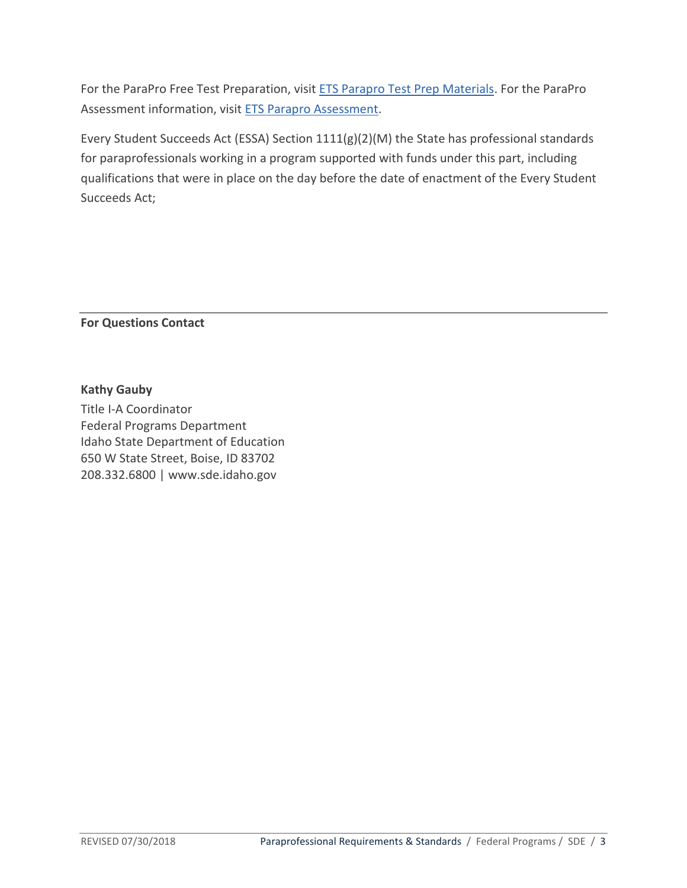For the ParaPro Free Test Preparation, visit ETS Parapro Test Prep Materials. For the ParaPro Assessment information, visit ETS Parapro Assessment.

Every Student Succeeds Act (ESSA) Section 1111(g)(2)(M) the State has professional standards for paraprofessionals working in a program supported with funds under this part, including qualifications that were in place on the day before the date of enactment of the Every Student Succeeds Act;

---

**For Questions Contact**

**Kathy Gauby**
Title I-A Coordinator
Federal Programs Department
Idaho State Department of Education
650 W State Street, Boise, ID 83702
208.332.6800 | www.sde.idaho.gov